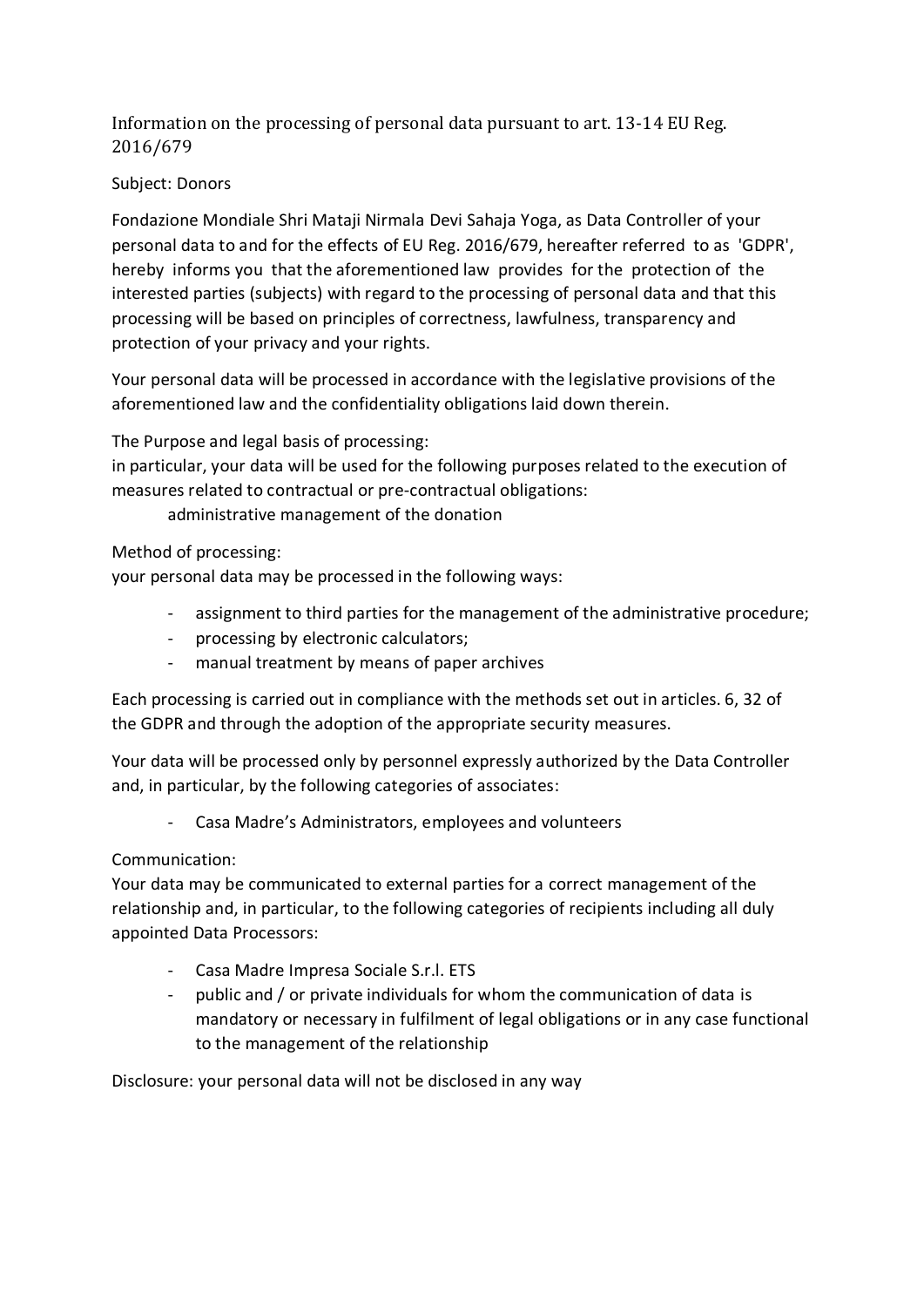# Information on the processing of personal data pursuant to art. 13-14 EU Reg. 2016/679

Subject: Donors

Fondazione Mondiale Shri Mataji Nirmala Devi Sahaja Yoga, as Data Controller of your personal data to and for the effects of EU Reg. 2016/679, hereafter referred to as 'GDPR', hereby informs you that the aforementioned law provides for the protection of the interested parties (subjects) with regard to the processing of personal data and that this processing will be based on principles of correctness, lawfulness, transparency and protection of your privacy and your rights.

Your personal data will be processed in accordance with the legislative provisions of the aforementioned law and the confidentiality obligations laid down therein.

The Purpose and legal basis of processing:
in particular, your data will be used for the following purposes related to the execution of measures related to contractual or pre-contractual obligations:

administrative management of the donation

Method of processing:
your personal data may be processed in the following ways:

- assignment to third parties for the management of the administrative procedure;
- processing by electronic calculators;
- manual treatment by means of paper archives

Each processing is carried out in compliance with the methods set out in articles. 6, 32 of the GDPR and through the adoption of the appropriate security measures.

Your data will be processed only by personnel expressly authorized by the Data Controller and, in particular, by the following categories of associates:

- Casa Madre's Administrators, employees and volunteers

Communication:
Your data may be communicated to external parties for a correct management of the relationship and, in particular, to the following categories of recipients including all duly appointed Data Processors:

- Casa Madre Impresa Sociale S.r.l. ETS
- public and / or private individuals for whom the communication of data is mandatory or necessary in fulfilment of legal obligations or in any case functional to the management of the relationship

Disclosure: your personal data will not be disclosed in any way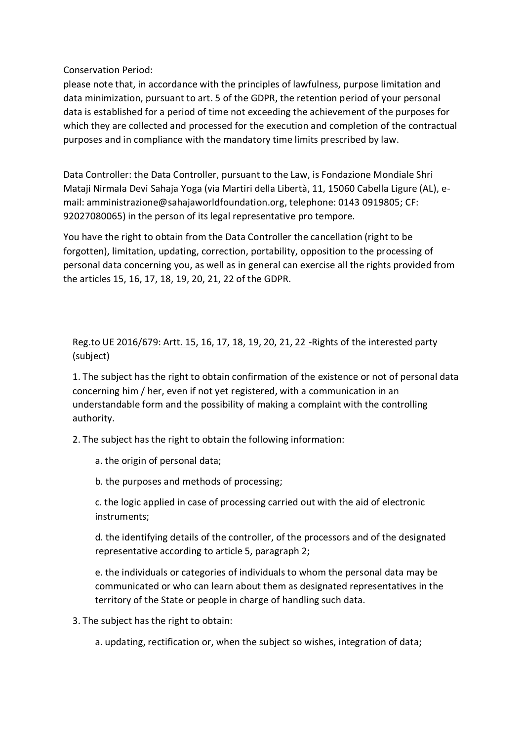Conservation Period:
please note that, in accordance with the principles of lawfulness, purpose limitation and data minimization, pursuant to art. 5 of the GDPR, the retention period of your personal data is established for a period of time not exceeding the achievement of the purposes for which they are collected and processed for the execution and completion of the contractual purposes and in compliance with the mandatory time limits prescribed by law.

Data Controller: the Data Controller, pursuant to the Law, is Fondazione Mondiale Shri Mataji Nirmala Devi Sahaja Yoga (via Martiri della Libertà, 11, 15060 Cabella Ligure (AL), e-mail: amministrazione@sahajaworldfoundation.org, telephone: 0143 0919805; CF: 92027080065) in the person of its legal representative pro tempore.

You have the right to obtain from the Data Controller the cancellation (right to be forgotten), limitation, updating, correction, portability, opposition to the processing of personal data concerning you, as well as in general can exercise all the rights provided from the articles 15, 16, 17, 18, 19, 20, 21, 22 of the GDPR.

<u>Reg.to UE 2016/679: Artt. 15, 16, 17, 18, 19, 20, 21, 22 -</u>Rights of the interested party (subject)

1. The subject has the right to obtain confirmation of the existence or not of personal data concerning him / her, even if not yet registered, with a communication in an understandable form and the possibility of making a complaint with the controlling authority.

2. The subject has the right to obtain the following information:

   a. the origin of personal data;

   b. the purposes and methods of processing;

   c. the logic applied in case of processing carried out with the aid of electronic instruments;

   d. the identifying details of the controller, of the processors and of the designated representative according to article 5, paragraph 2;

   e. the individuals or categories of individuals to whom the personal data may be communicated or who can learn about them as designated representatives in the territory of the State or people in charge of handling such data.

3. The subject has the right to obtain:

   a. updating, rectification or, when the subject so wishes, integration of data;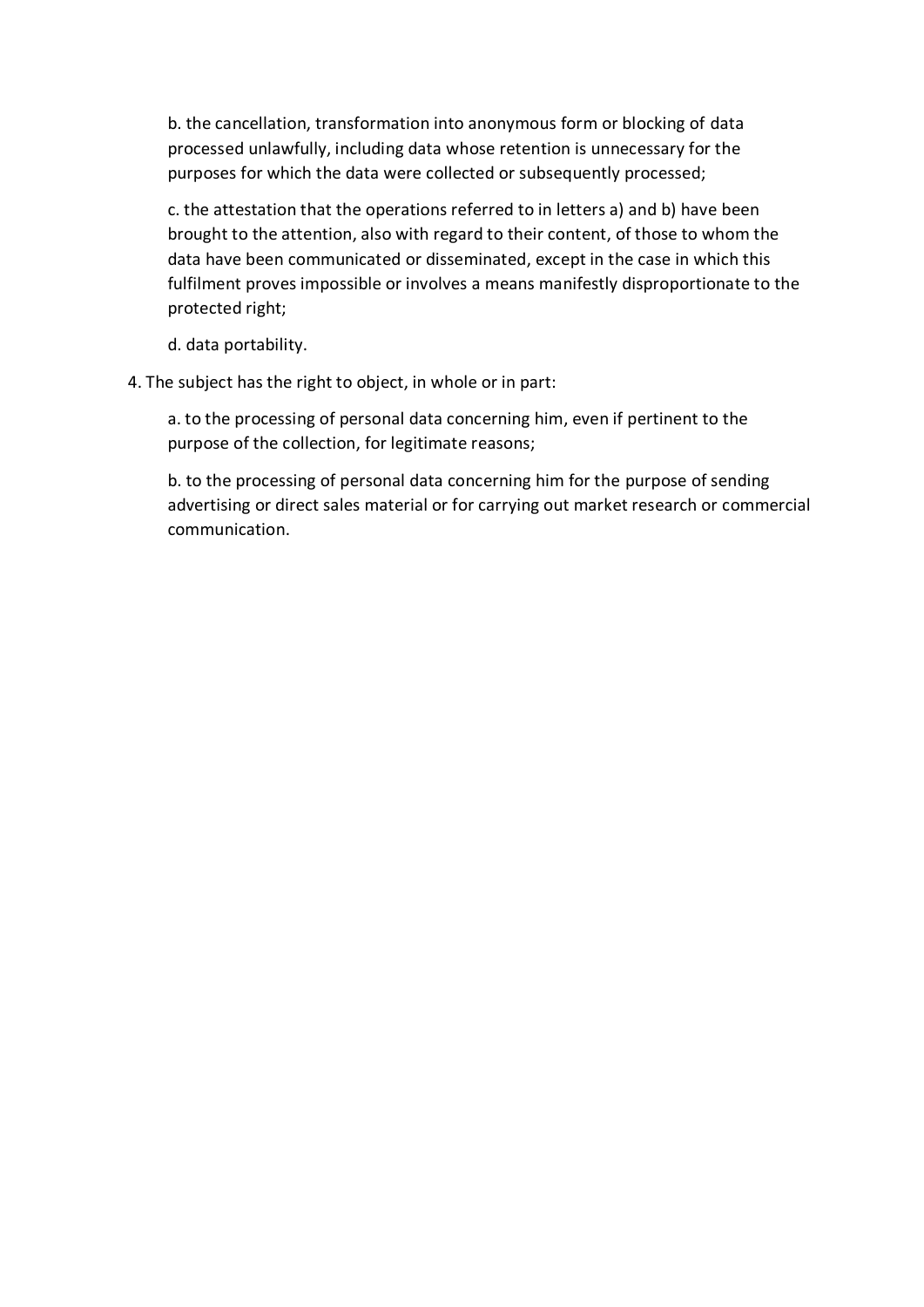b. the cancellation, transformation into anonymous form or blocking of data processed unlawfully, including data whose retention is unnecessary for the purposes for which the data were collected or subsequently processed;

   c. the attestation that the operations referred to in letters a) and b) have been brought to the attention, also with regard to their content, of those to whom the data have been communicated or disseminated, except in the case in which this fulfilment proves impossible or involves a means manifestly disproportionate to the protected right;

   d. data portability.

4. The subject has the right to object, in whole or in part:

   a. to the processing of personal data concerning him, even if pertinent to the purpose of the collection, for legitimate reasons;

   b. to the processing of personal data concerning him for the purpose of sending advertising or direct sales material or for carrying out market research or commercial communication.